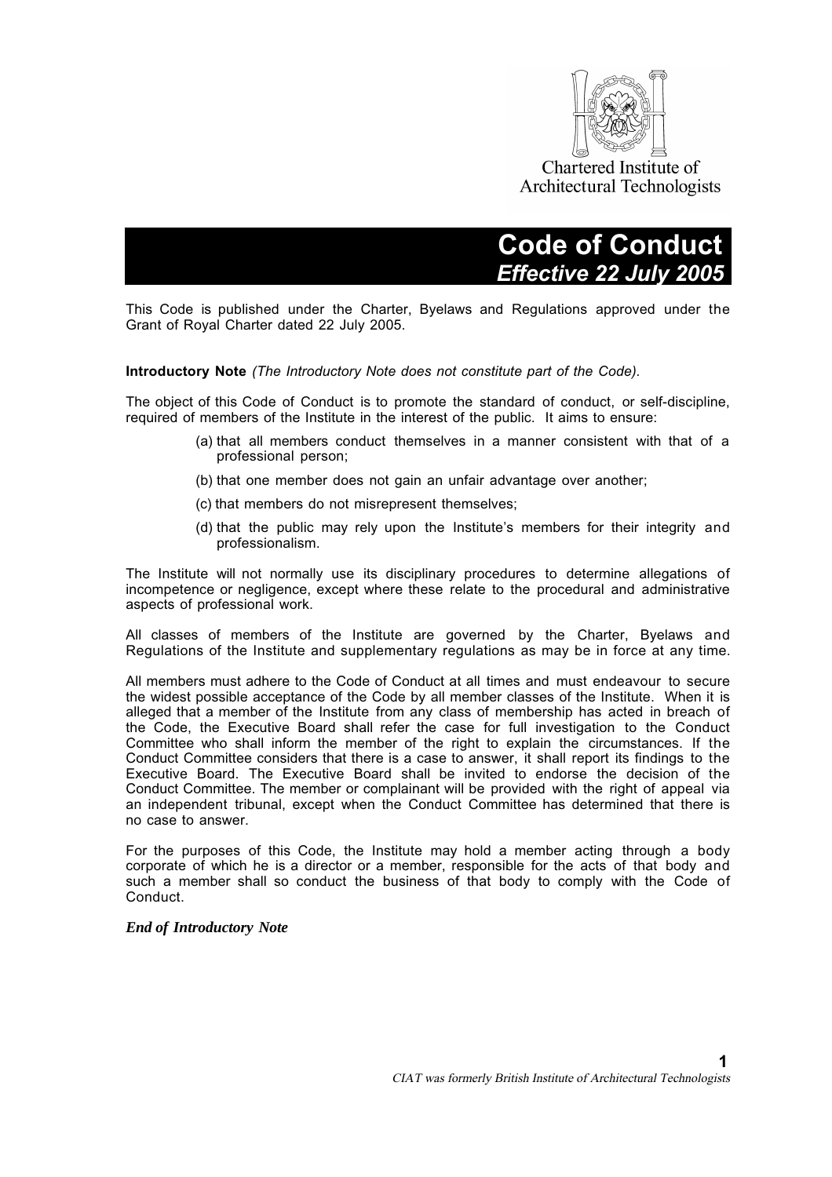Chartered Institute of Architectural Technologists

# Code of Conduct

***Effective 22 July 2005***

This Code is published under the Charter, Byelaws and Regulations approved under the Grant of Royal Charter dated 22 July 2005.

**Introductory Note** *(The Introductory Note does not constitute part of the Code).*

The object of this Code of Conduct is to promote the standard of conduct, or self-discipline, required of members of the Institute in the interest of the public. It aims to ensure:

(a) that all members conduct themselves in a manner consistent with that of a professional person;

(b) that one member does not gain an unfair advantage over another;

(c) that members do not misrepresent themselves;

(d) that the public may rely upon the Institute's members for their integrity and professionalism.

The Institute will not normally use its disciplinary procedures to determine allegations of incompetence or negligence, except where these relate to the procedural and administrative aspects of professional work.

All classes of members of the Institute are governed by the Charter, Byelaws and Regulations of the Institute and supplementary regulations as may be in force at any time.

All members must adhere to the Code of Conduct at all times and must endeavour to secure the widest possible acceptance of the Code by all member classes of the Institute. When it is alleged that a member of the Institute from any class of membership has acted in breach of the Code, the Executive Board shall refer the case for full investigation to the Conduct Committee who shall inform the member of the right to explain the circumstances. If the Conduct Committee considers that there is a case to answer, it shall report its findings to the Executive Board. The Executive Board shall be invited to endorse the decision of the Conduct Committee. The member or complainant will be provided with the right of appeal via an independent tribunal, except when the Conduct Committee has determined that there is no case to answer.

For the purposes of this Code, the Institute may hold a member acting through a body corporate of which he is a director or a member, responsible for the acts of that body and such a member shall so conduct the business of that body to comply with the Code of Conduct.

***End of Introductory Note***

*CIAT was formerly British Institute of Architectural Technologists*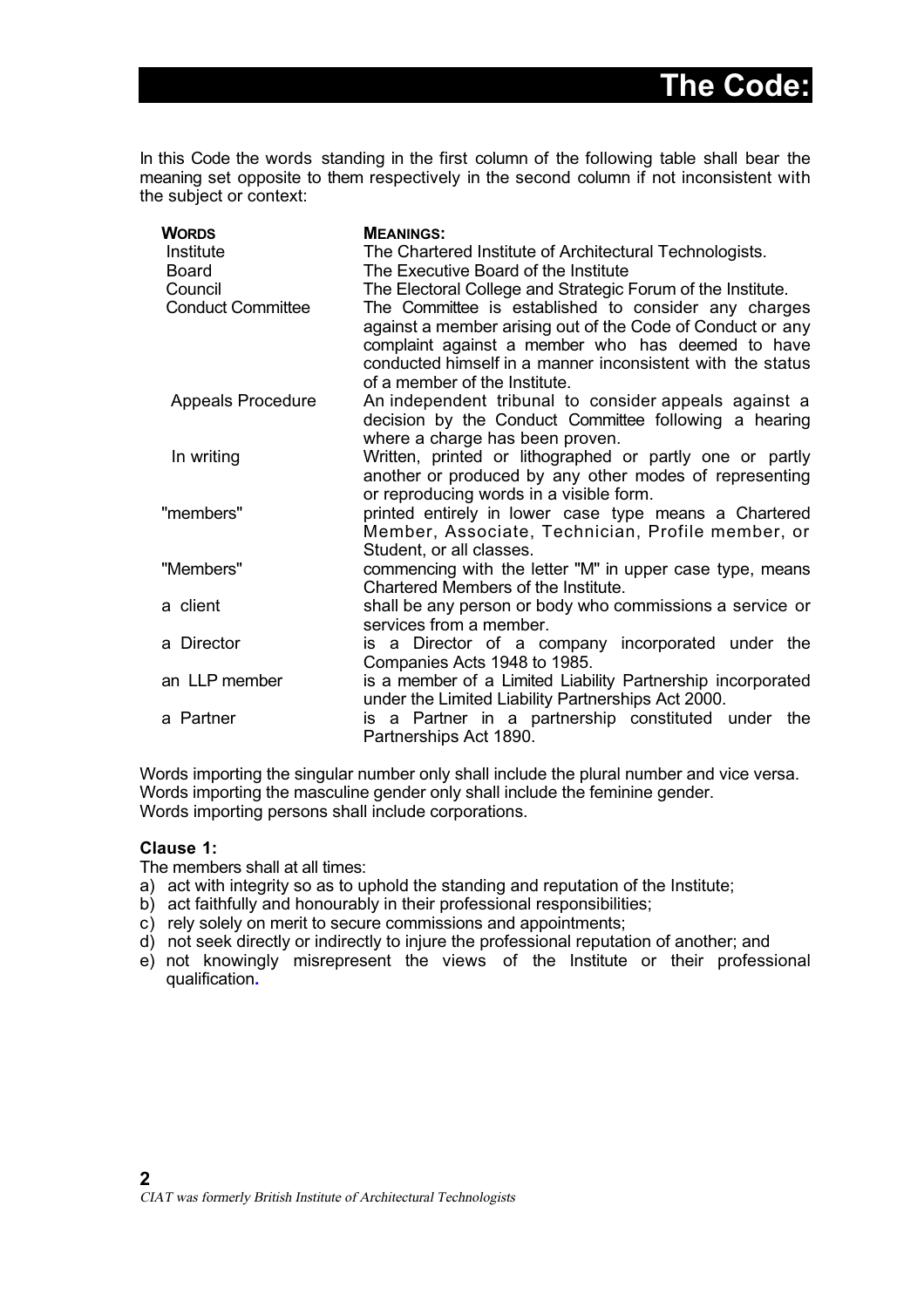# The Code:

In this Code the words standing in the first column of the following table shall bear the meaning set opposite to them respectively in the second column if not inconsistent with the subject or context:

| **WORDS** | **MEANINGS:** |
| --- | --- |
| Institute | The Chartered Institute of Architectural Technologists. |
| Board | The Executive Board of the Institute |
| Council | The Electoral College and Strategic Forum of the Institute. |
| Conduct Committee | The Committee is established to consider any charges against a member arising out of the Code of Conduct or any complaint against a member who has deemed to have conducted himself in a manner inconsistent with the status of a member of the Institute. |
| Appeals Procedure | An independent tribunal to consider appeals against a decision by the Conduct Committee following a hearing where a charge has been proven. |
| In writing | Written, printed or lithographed or partly one or partly another or produced by any other modes of representing or reproducing words in a visible form. |
| "members" | printed entirely in lower case type means a Chartered Member, Associate, Technician, Profile member, or Student, or all classes. |
| "Members" | commencing with the letter "M" in upper case type, means Chartered Members of the Institute. |
| a client | shall be any person or body who commissions a service or services from a member. |
| a Director | is a Director of a company incorporated under the Companies Acts 1948 to 1985. |
| an LLP member | is a member of a Limited Liability Partnership incorporated under the Limited Liability Partnerships Act 2000. |
| a Partner | is a Partner in a partnership constituted under the Partnerships Act 1890. |

Words importing the singular number only shall include the plural number and vice versa.
Words importing the masculine gender only shall include the feminine gender.
Words importing persons shall include corporations.

**Clause 1:**

The members shall at all times:

a) act with integrity so as to uphold the standing and reputation of the Institute;
b) act faithfully and honourably in their professional responsibilities;
c) rely solely on merit to secure commissions and appointments;
d) not seek directly or indirectly to injure the professional reputation of another; and
e) not knowingly misrepresent the views of the Institute or their professional qualification.

*CIAT was formerly British Institute of Architectural Technologists*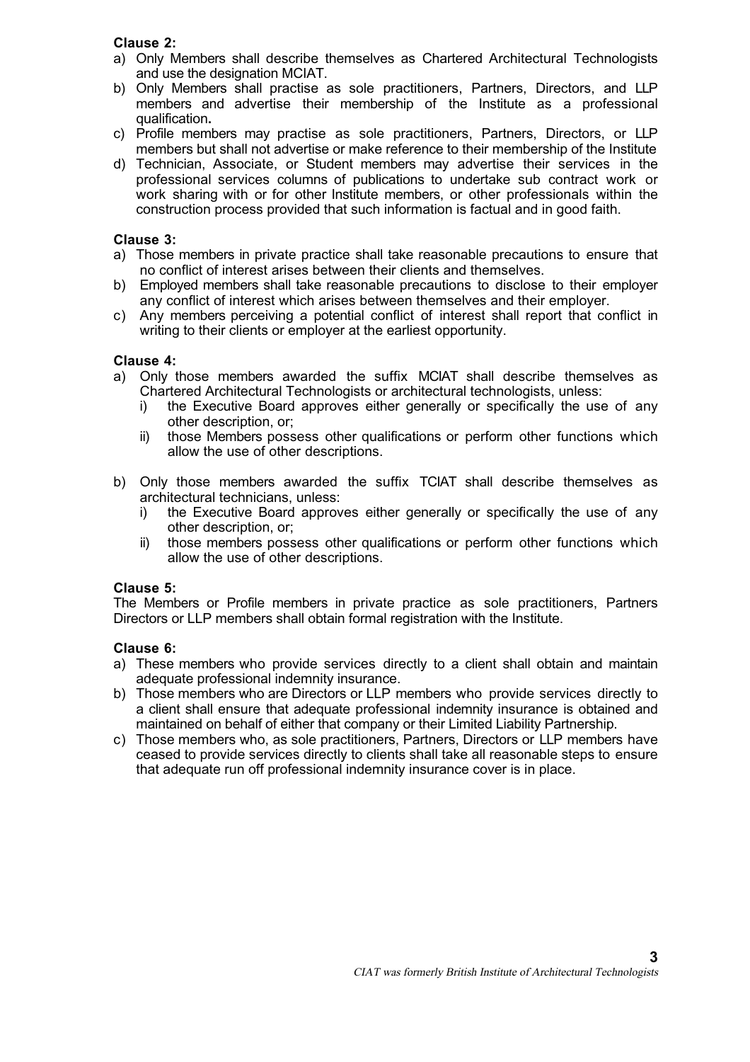**Clause 2:**

a) Only Members shall describe themselves as Chartered Architectural Technologists and use the designation MCIAT.
b) Only Members shall practise as sole practitioners, Partners, Directors, and LLP members and advertise their membership of the Institute as a professional qualification**.**
c) Profile members may practise as sole practitioners, Partners, Directors, or LLP members but shall not advertise or make reference to their membership of the Institute
d) Technician, Associate, or Student members may advertise their services in the professional services columns of publications to undertake sub contract work or work sharing with or for other Institute members, or other professionals within the construction process provided that such information is factual and in good faith.

**Clause 3:**

a) Those members in private practice shall take reasonable precautions to ensure that no conflict of interest arises between their clients and themselves.
b) Employed members shall take reasonable precautions to disclose to their employer any conflict of interest which arises between themselves and their employer.
c) Any members perceiving a potential conflict of interest shall report that conflict in writing to their clients or employer at the earliest opportunity.

**Clause 4:**

a) Only those members awarded the suffix MCIAT shall describe themselves as Chartered Architectural Technologists or architectural technologists, unless:
   i) the Executive Board approves either generally or specifically the use of any other description, or;
   ii) those Members possess other qualifications or perform other functions which allow the use of other descriptions.

b) Only those members awarded the suffix TCIAT shall describe themselves as architectural technicians, unless:
   i) the Executive Board approves either generally or specifically the use of any other description, or;
   ii) those members possess other qualifications or perform other functions which allow the use of other descriptions.

**Clause 5:**

The Members or Profile members in private practice as sole practitioners, Partners Directors or LLP members shall obtain formal registration with the Institute.

**Clause 6:**

a) These members who provide services directly to a client shall obtain and maintain adequate professional indemnity insurance.
b) Those members who are Directors or LLP members who provide services directly to a client shall ensure that adequate professional indemnity insurance is obtained and maintained on behalf of either that company or their Limited Liability Partnership.
c) Those members who, as sole practitioners, Partners, Directors or LLP members have ceased to provide services directly to clients shall take all reasonable steps to ensure that adequate run off professional indemnity insurance cover is in place.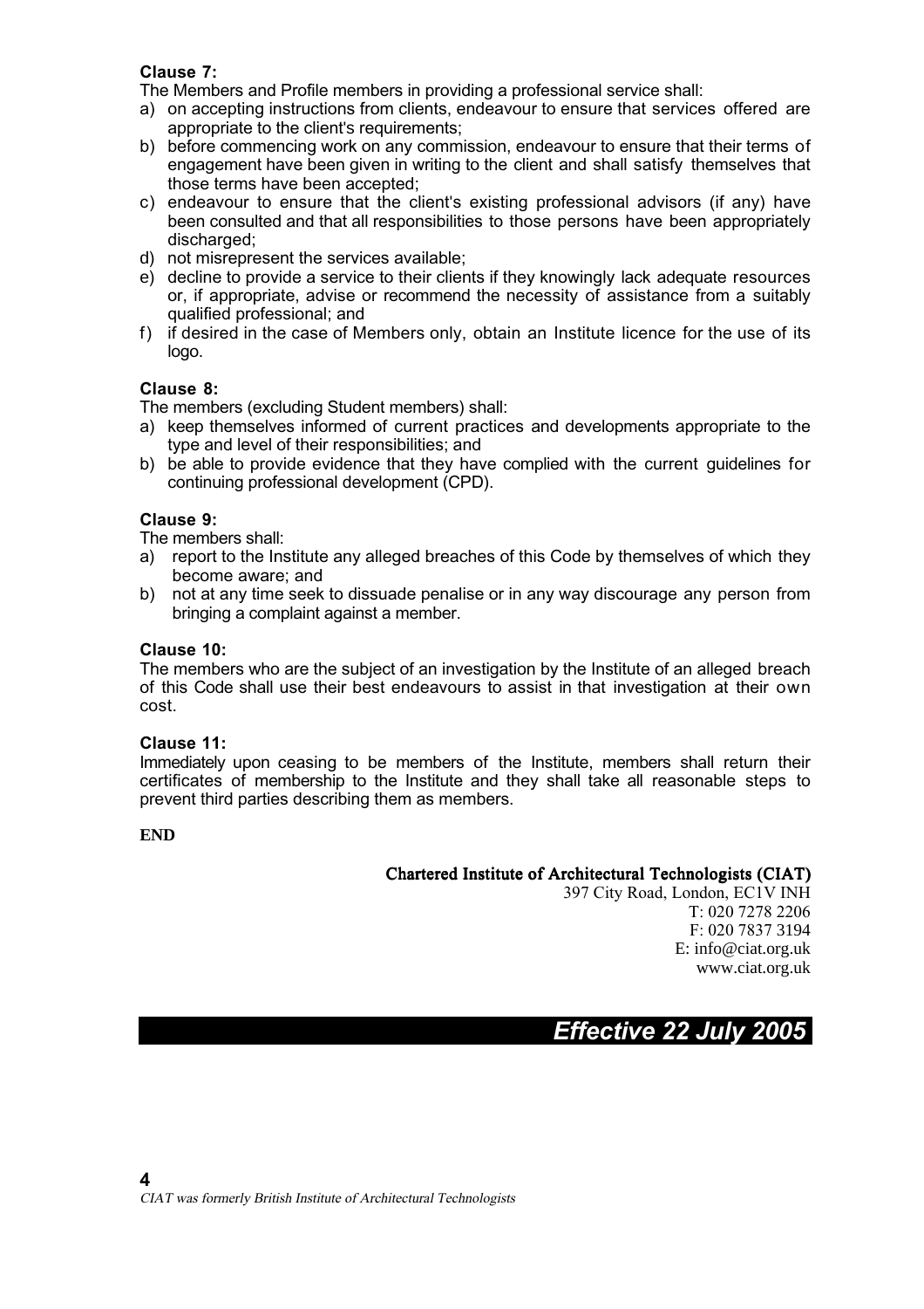**Clause 7:**

The Members and Profile members in providing a professional service shall:

a) on accepting instructions from clients, endeavour to ensure that services offered are appropriate to the client's requirements;
b) before commencing work on any commission, endeavour to ensure that their terms of engagement have been given in writing to the client and shall satisfy themselves that those terms have been accepted;
c) endeavour to ensure that the client's existing professional advisors (if any) have been consulted and that all responsibilities to those persons have been appropriately discharged;
d) not misrepresent the services available;
e) decline to provide a service to their clients if they knowingly lack adequate resources or, if appropriate, advise or recommend the necessity of assistance from a suitably qualified professional; and
f) if desired in the case of Members only, obtain an Institute licence for the use of its logo.

**Clause 8:**

The members (excluding Student members) shall:

a) keep themselves informed of current practices and developments appropriate to the type and level of their responsibilities; and
b) be able to provide evidence that they have complied with the current guidelines for continuing professional development (CPD).

**Clause 9:**

The members shall:

a) report to the Institute any alleged breaches of this Code by themselves of which they become aware; and
b) not at any time seek to dissuade penalise or in any way discourage any person from bringing a complaint against a member.

**Clause 10:**

The members who are the subject of an investigation by the Institute of an alleged breach of this Code shall use their best endeavours to assist in that investigation at their own cost.

**Clause 11:**

Immediately upon ceasing to be members of the Institute, members shall return their certificates of membership to the Institute and they shall take all reasonable steps to prevent third parties describing them as members.

**END**

**Chartered Institute of Architectural Technologists (CIAT)**
397 City Road, London, EC1V INH
T: 020 7278 2206
F: 020 7837 3194
E: info@ciat.org.uk
www.ciat.org.uk

***Effective 22 July 2005***

*CIAT was formerly British Institute of Architectural Technologists*